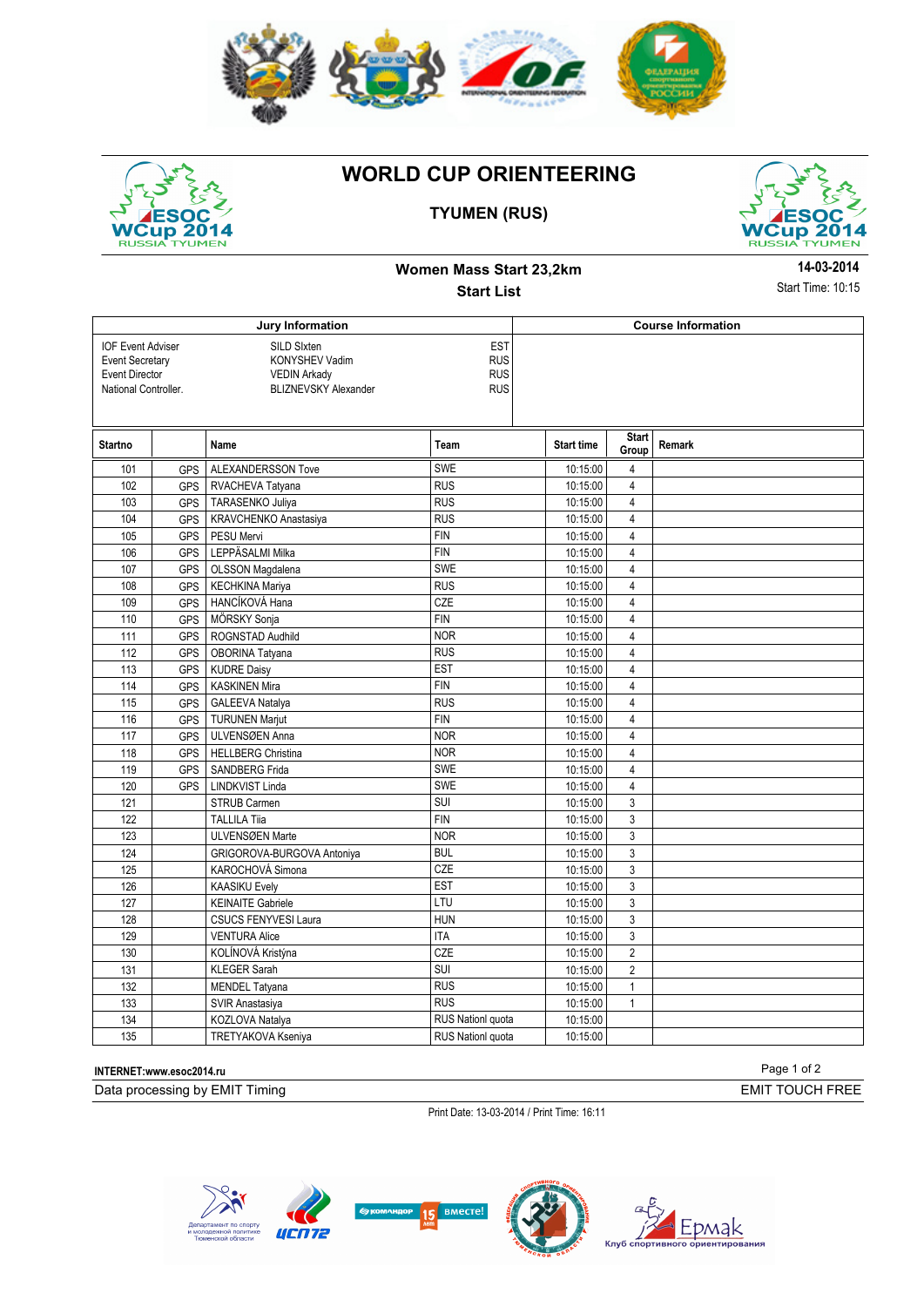# WORLD CUP ORIENTEERING

## TYUMEN (RUS)

### Women Mass Start 23,2km

### Start List

**14-03-2014**

Start Time: 10:15

| Jury Information | | |
|---|---|---|
| IOF Event Adviser | SILD SIxten | EST |
| Event Secretary | KONYSHEV Vadim | RUS |
| Event Director | VEDIN Arkady | RUS |
| National Controller. | BLIZNEVSKY Alexander | RUS |

**Course Information**

| Startno | | Name | Team | Start time | Start Group | Remark |
|---|---|---|---|---|---|---|
| 101 | GPS | ALEXANDERSSON Tove | SWE | 10:15:00 | 4 | |
| 102 | GPS | RVACHEVA Tatyana | RUS | 10:15:00 | 4 | |
| 103 | GPS | TARASENKO Juliya | RUS | 10:15:00 | 4 | |
| 104 | GPS | KRAVCHENKO Anastasiya | RUS | 10:15:00 | 4 | |
| 105 | GPS | PESU Mervi | FIN | 10:15:00 | 4 | |
| 106 | GPS | LEPPÄSALMI Milka | FIN | 10:15:00 | 4 | |
| 107 | GPS | OLSSON Magdalena | SWE | 10:15:00 | 4 | |
| 108 | GPS | KECHKINA Mariya | RUS | 10:15:00 | 4 | |
| 109 | GPS | HANCÍKOVÁ Hana | CZE | 10:15:00 | 4 | |
| 110 | GPS | MÖRSKY Sonja | FIN | 10:15:00 | 4 | |
| 111 | GPS | ROGNSTAD Audhild | NOR | 10:15:00 | 4 | |
| 112 | GPS | OBORINA Tatyana | RUS | 10:15:00 | 4 | |
| 113 | GPS | KUDRE Daisy | EST | 10:15:00 | 4 | |
| 114 | GPS | KASKINEN Mira | FIN | 10:15:00 | 4 | |
| 115 | GPS | GALEEVA Natalya | RUS | 10:15:00 | 4 | |
| 116 | GPS | TURUNEN Marjut | FIN | 10:15:00 | 4 | |
| 117 | GPS | ULVENSØEN Anna | NOR | 10:15:00 | 4 | |
| 118 | GPS | HELLBERG Christina | NOR | 10:15:00 | 4 | |
| 119 | GPS | SANDBERG Frida | SWE | 10:15:00 | 4 | |
| 120 | GPS | LINDKVIST Linda | SWE | 10:15:00 | 4 | |
| 121 | | STRUB Carmen | SUI | 10:15:00 | 3 | |
| 122 | | TALLILA Tiia | FIN | 10:15:00 | 3 | |
| 123 | | ULVENSØEN Marte | NOR | 10:15:00 | 3 | |
| 124 | | GRIGOROVA-BURGOVA Antoniya | BUL | 10:15:00 | 3 | |
| 125 | | KAROCHOVÁ Simona | CZE | 10:15:00 | 3 | |
| 126 | | KAASIKU Evely | EST | 10:15:00 | 3 | |
| 127 | | KEINAITE Gabriele | LTU | 10:15:00 | 3 | |
| 128 | | CSUCS FENYVESI Laura | HUN | 10:15:00 | 3 | |
| 129 | | VENTURA Alice | ITA | 10:15:00 | 3 | |
| 130 | | KOLÍNOVÁ Kristýna | CZE | 10:15:00 | 2 | |
| 131 | | KLEGER Sarah | SUI | 10:15:00 | 2 | |
| 132 | | MENDEL Tatyana | RUS | 10:15:00 | 1 | |
| 133 | | SVIR Anastasiya | RUS | 10:15:00 | 1 | |
| 134 | | KOZLOVA Natalya | RUS Nationl quota | 10:15:00 | | |
| 135 | | TRETYAKOVA Kseniya | RUS Nationl quota | 10:15:00 | | |

INTERNET:www.esoc2014.ru

Data processing by EMIT Timing — EMIT TOUCH FREE

Print Date: 13-03-2014 / Print Time: 16:11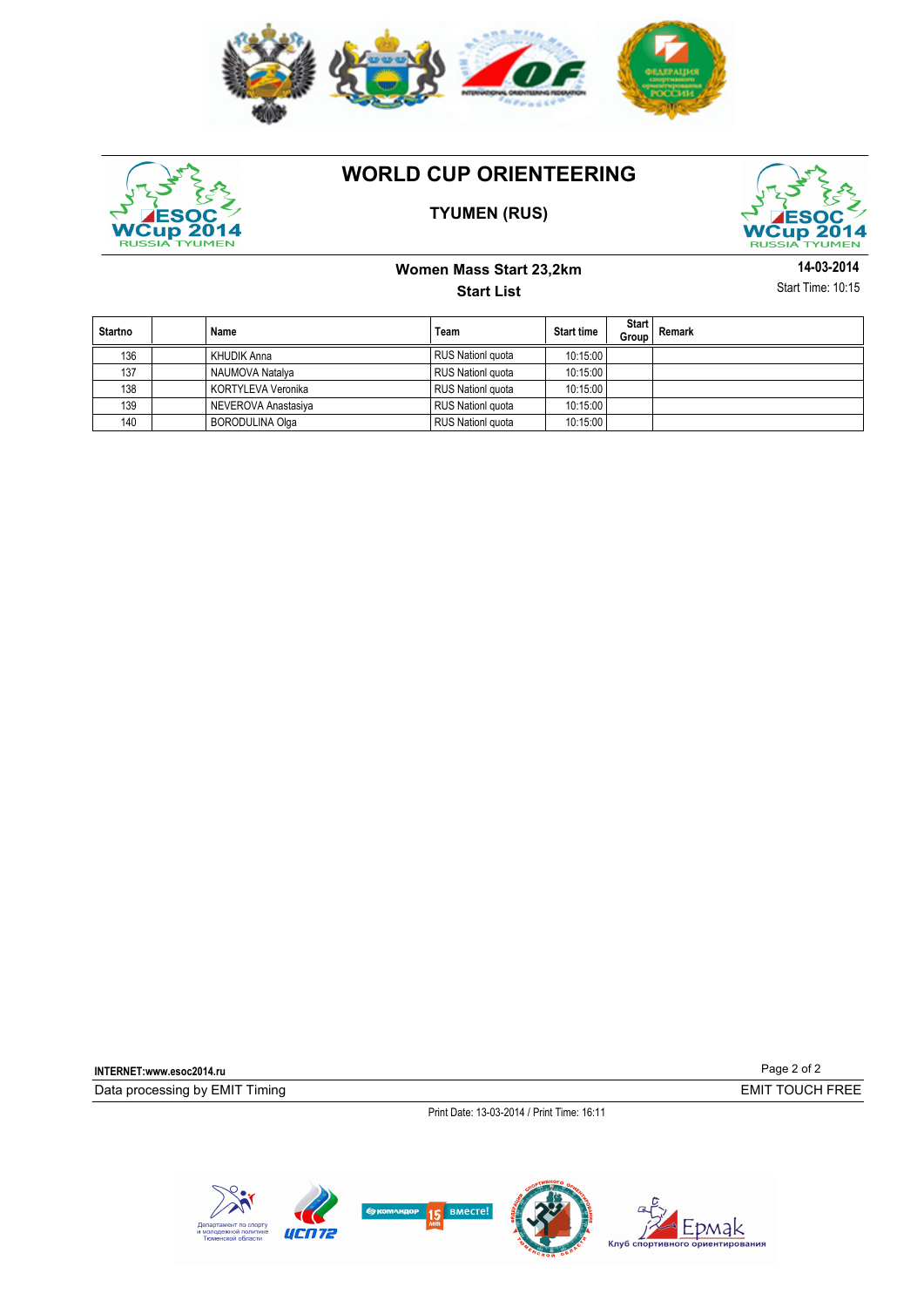# WORLD CUP ORIENTEERING

## TYUMEN (RUS)

**Women Mass Start 23,2km**

**Start List**

**14-03-2014**

Start Time: 10:15

| Startno | | Name | Team | Start time | Start Group | Remark |
|---|---|---|---|---|---|---|
| 136 | | KHUDIK Anna | RUS Nationl quota | 10:15:00 | | |
| 137 | | NAUMOVA Natalya | RUS Nationl quota | 10:15:00 | | |
| 138 | | KORTYLEVA Veronika | RUS Nationl quota | 10:15:00 | | |
| 139 | | NEVEROVA Anastasiya | RUS Nationl quota | 10:15:00 | | |
| 140 | | BORODULINA Olga | RUS Nationl quota | 10:15:00 | | |

INTERNET:www.esoc2014.ru

Data processing by EMIT Timing

EMIT TOUCH FREE

Print Date: 13-03-2014 / Print Time: 16:11